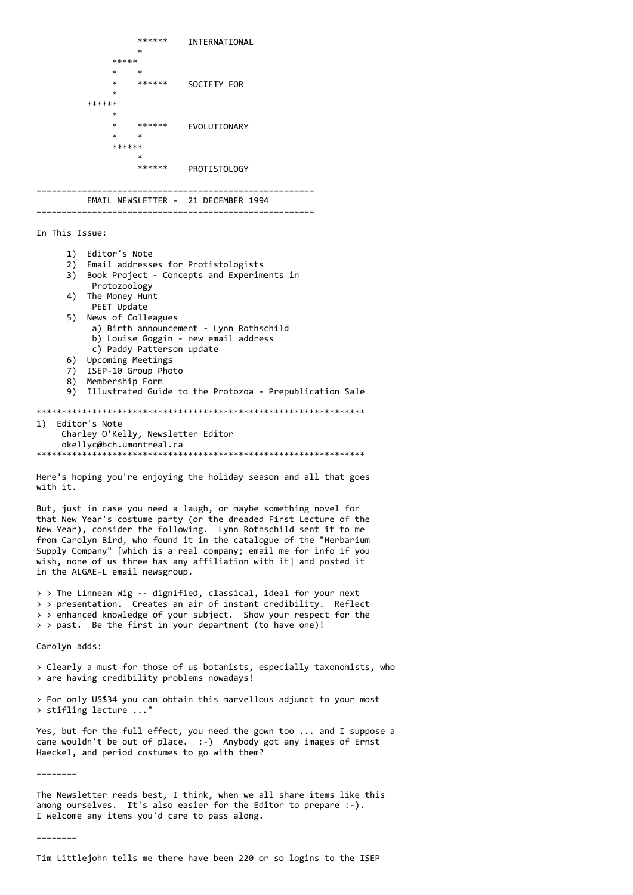```
                    ******    INTERNATIONAL
                         *
               *****
               *    *
               *    ******    SOCIETY FOR
               *
          ******
               *
               *    ******    EVOLUTIONARY
               *    *
               ******
                    *
                    ******    PROTISTOLOGY
```

======================================================
EMAIL NEWSLETTER - 21 DECEMBER 1994
======================================================

In This Issue:

1) Editor's Note
2) Email addresses for Protistologists
3) Book Project - Concepts and Experiments in Protozoology
4) The Money Hunt
   PEET Update
5) News of Colleagues
   a) Birth announcement - Lynn Rothschild
   b) Louise Goggin - new email address
   c) Paddy Patterson update
6) Upcoming Meetings
7) ISEP-10 Group Photo
8) Membership Form
9) Illustrated Guide to the Protozoa - Prepublication Sale

*****************************************************************

## 1) Editor's Note

Charley O'Kelly, Newsletter Editor
okellyc@bch.umontreal.ca

*****************************************************************

Here's hoping you're enjoying the holiday season and all that goes with it.

But, just in case you need a laugh, or maybe something novel for that New Year's costume party (or the dreaded First Lecture of the New Year), consider the following. Lynn Rothschild sent it to me from Carolyn Bird, who found it in the catalogue of the "Herbarium Supply Company" [which is a real company; email me for info if you wish, none of us three has any affiliation with it] and posted it in the ALGAE-L email newsgroup.

> > The Linnean Wig -- dignified, classical, ideal for your next
> > presentation. Creates an air of instant credibility. Reflect
> > enhanced knowledge of your subject. Show your respect for the
> > past. Be the first in your department (to have one)!

Carolyn adds:

> Clearly a must for those of us botanists, especially taxonomists, who
> are having credibility problems nowadays!

> For only US$34 you can obtain this marvellous adjunct to your most
> stifling lecture ..."

Yes, but for the full effect, you need the gown too ... and I suppose a cane wouldn't be out of place. :-) Anybody got any images of Ernst Haeckel, and period costumes to go with them?

========

The Newsletter reads best, I think, when we all share items like this among ourselves. It's also easier for the Editor to prepare :-). I welcome any items you'd care to pass along.

========

Tim Littlejohn tells me there have been 220 or so logins to the ISEP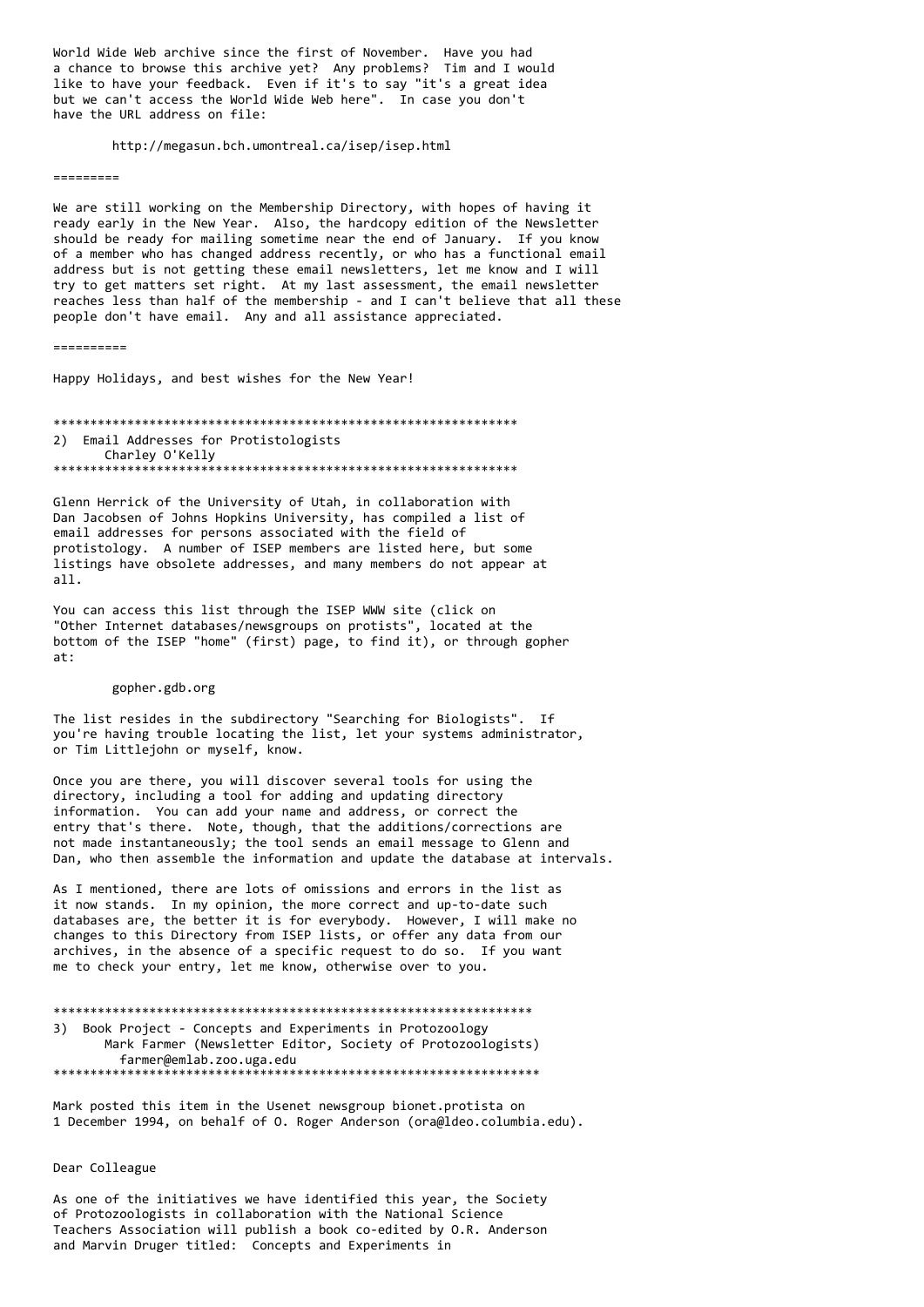World Wide Web archive since the first of November. Have you had a chance to browse this archive yet? Any problems? Tim and I would like to have your feedback. Even if it's to say "it's a great idea but we can't access the World Wide Web here". In case you don't have the URL address on file:

http://megasun.bch.umontreal.ca/isep/isep.html

=========

We are still working on the Membership Directory, with hopes of having it ready early in the New Year. Also, the hardcopy edition of the Newsletter should be ready for mailing sometime near the end of January. If you know of a member who has changed address recently, or who has a functional email address but is not getting these email newsletters, let me know and I will try to get matters set right. At my last assessment, the email newsletter reaches less than half of the membership - and I can't believe that all these people don't have email. Any and all assistance appreciated.

==========

Happy Holidays, and best wishes for the New Year!

***************************************************************

## 2) Email Addresses for Protistologists

Charley O'Kelly

***************************************************************

Glenn Herrick of the University of Utah, in collaboration with Dan Jacobsen of Johns Hopkins University, has compiled a list of email addresses for persons associated with the field of protistology. A number of ISEP members are listed here, but some listings have obsolete addresses, and many members do not appear at all.

You can access this list through the ISEP WWW site (click on "Other Internet databases/newsgroups on protists", located at the bottom of the ISEP "home" (first) page, to find it), or through gopher at:

gopher.gdb.org

The list resides in the subdirectory "Searching for Biologists". If you're having trouble locating the list, let your systems administrator, or Tim Littlejohn or myself, know.

Once you are there, you will discover several tools for using the directory, including a tool for adding and updating directory information. You can add your name and address, or correct the entry that's there. Note, though, that the additions/corrections are not made instantaneously; the tool sends an email message to Glenn and Dan, who then assemble the information and update the database at intervals.

As I mentioned, there are lots of omissions and errors in the list as it now stands. In my opinion, the more correct and up-to-date such databases are, the better it is for everybody. However, I will make no changes to this Directory from ISEP lists, or offer any data from our archives, in the absence of a specific request to do so. If you want me to check your entry, let me know, otherwise over to you.

*****************************************************************

## 3) Book Project - Concepts and Experiments in Protozoology

Mark Farmer (Newsletter Editor, Society of Protozoologists)
farmer@emlab.zoo.uga.edu

*****************************************************************

Mark posted this item in the Usenet newsgroup bionet.protista on 1 December 1994, on behalf of O. Roger Anderson (ora@ldeo.columbia.edu).

Dear Colleague

As one of the initiatives we have identified this year, the Society of Protozoologists in collaboration with the National Science Teachers Association will publish a book co-edited by O.R. Anderson and Marvin Druger titled: Concepts and Experiments in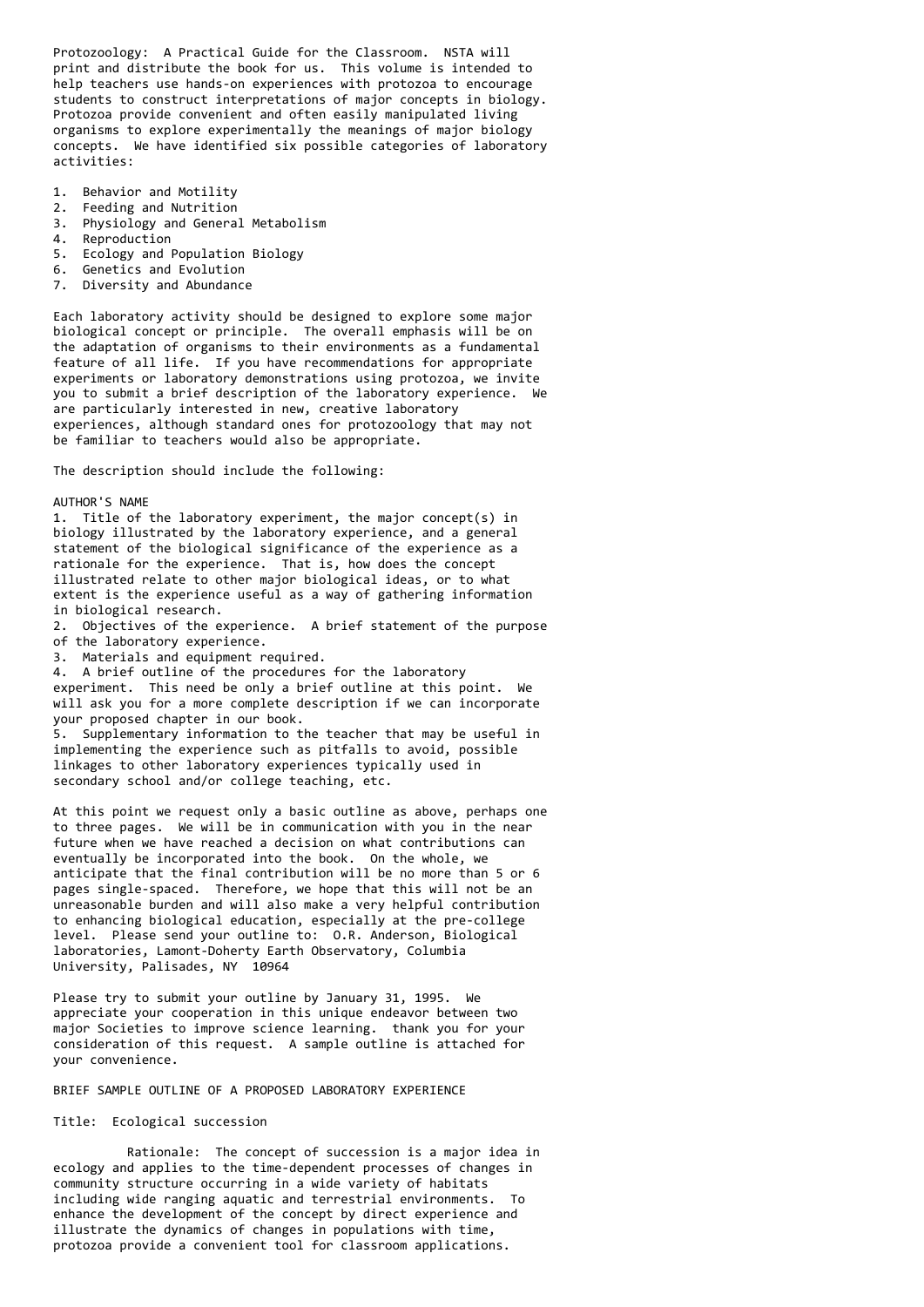Protozoology: A Practical Guide for the Classroom. NSTA will print and distribute the book for us. This volume is intended to help teachers use hands-on experiences with protozoa to encourage students to construct interpretations of major concepts in biology. Protozoa provide convenient and often easily manipulated living organisms to explore experimentally the meanings of major biology concepts. We have identified six possible categories of laboratory activities:

1. Behavior and Motility
2. Feeding and Nutrition
3. Physiology and General Metabolism
4. Reproduction
5. Ecology and Population Biology
6. Genetics and Evolution
7. Diversity and Abundance

Each laboratory activity should be designed to explore some major biological concept or principle. The overall emphasis will be on the adaptation of organisms to their environments as a fundamental feature of all life. If you have recommendations for appropriate experiments or laboratory demonstrations using protozoa, we invite you to submit a brief description of the laboratory experience. We are particularly interested in new, creative laboratory experiences, although standard ones for protozoology that may not be familiar to teachers would also be appropriate.

The description should include the following:

AUTHOR'S NAME

1. Title of the laboratory experiment, the major concept(s) in biology illustrated by the laboratory experience, and a general statement of the biological significance of the experience as a rationale for the experience. That is, how does the concept illustrated relate to other major biological ideas, or to what extent is the experience useful as a way of gathering information in biological research.
2. Objectives of the experience. A brief statement of the purpose of the laboratory experience.
3. Materials and equipment required.
4. A brief outline of the procedures for the laboratory experiment. This need be only a brief outline at this point. We will ask you for a more complete description if we can incorporate your proposed chapter in our book.
5. Supplementary information to the teacher that may be useful in implementing the experience such as pitfalls to avoid, possible linkages to other laboratory experiences typically used in secondary school and/or college teaching, etc.

At this point we request only a basic outline as above, perhaps one to three pages. We will be in communication with you in the near future when we have reached a decision on what contributions can eventually be incorporated into the book. On the whole, we anticipate that the final contribution will be no more than 5 or 6 pages single-spaced. Therefore, we hope that this will not be an unreasonable burden and will also make a very helpful contribution to enhancing biological education, especially at the pre-college level. Please send your outline to: O.R. Anderson, Biological laboratories, Lamont-Doherty Earth Observatory, Columbia University, Palisades, NY 10964

Please try to submit your outline by January 31, 1995. We appreciate your cooperation in this unique endeavor between two major Societies to improve science learning. thank you for your consideration of this request. A sample outline is attached for your convenience.

BRIEF SAMPLE OUTLINE OF A PROPOSED LABORATORY EXPERIENCE

Title: Ecological succession

Rationale: The concept of succession is a major idea in ecology and applies to the time-dependent processes of changes in community structure occurring in a wide variety of habitats including wide ranging aquatic and terrestrial environments. To enhance the development of the concept by direct experience and illustrate the dynamics of changes in populations with time, protozoa provide a convenient tool for classroom applications.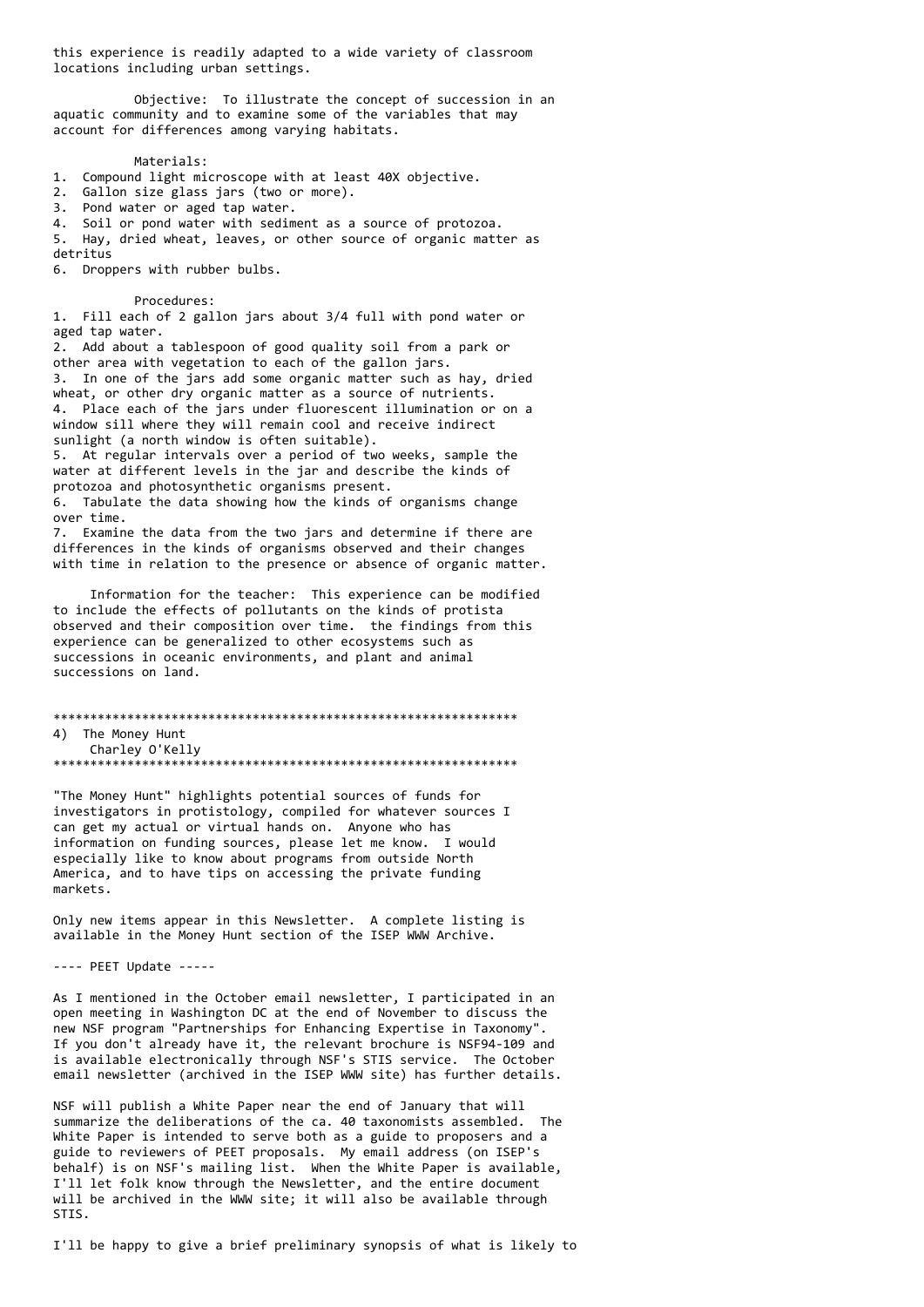this experience is readily adapted to a wide variety of classroom locations including urban settings.

Objective: To illustrate the concept of succession in an aquatic community and to examine some of the variables that may account for differences among varying habitats.

Materials:

1. Compound light microscope with at least 40X objective.
2. Gallon size glass jars (two or more).
3. Pond water or aged tap water.
4. Soil or pond water with sediment as a source of protozoa.
5. Hay, dried wheat, leaves, or other source of organic matter as detritus
6. Droppers with rubber bulbs.

Procedures:

1. Fill each of 2 gallon jars about 3/4 full with pond water or aged tap water.
2. Add about a tablespoon of good quality soil from a park or other area with vegetation to each of the gallon jars.
3. In one of the jars add some organic matter such as hay, dried wheat, or other dry organic matter as a source of nutrients.
4. Place each of the jars under fluorescent illumination or on a window sill where they will remain cool and receive indirect sunlight (a north window is often suitable).
5. At regular intervals over a period of two weeks, sample the water at different levels in the jar and describe the kinds of protozoa and photosynthetic organisms present.
6. Tabulate the data showing how the kinds of organisms change over time.
7. Examine the data from the two jars and determine if there are differences in the kinds of organisms observed and their changes with time in relation to the presence or absence of organic matter.

Information for the teacher: This experience can be modified to include the effects of pollutants on the kinds of protista observed and their composition over time. the findings from this experience can be generalized to other ecosystems such as successions in oceanic environments, and plant and animal successions on land.

****************************************************************

## 4) The Money Hunt

Charley O'Kelly

****************************************************************

"The Money Hunt" highlights potential sources of funds for investigators in protistology, compiled for whatever sources I can get my actual or virtual hands on. Anyone who has information on funding sources, please let me know. I would especially like to know about programs from outside North America, and to have tips on accessing the private funding markets.

Only new items appear in this Newsletter. A complete listing is available in the Money Hunt section of the ISEP WWW Archive.

---- PEET Update -----

As I mentioned in the October email newsletter, I participated in an open meeting in Washington DC at the end of November to discuss the new NSF program "Partnerships for Enhancing Expertise in Taxonomy". If you don't already have it, the relevant brochure is NSF94-109 and is available electronically through NSF's STIS service. The October email newsletter (archived in the ISEP WWW site) has further details.

NSF will publish a White Paper near the end of January that will summarize the deliberations of the ca. 40 taxonomists assembled. The White Paper is intended to serve both as a guide to proposers and a guide to reviewers of PEET proposals. My email address (on ISEP's behalf) is on NSF's mailing list. When the White Paper is available, I'll let folk know through the Newsletter, and the entire document will be archived in the WWW site; it will also be available through STIS.

I'll be happy to give a brief preliminary synopsis of what is likely to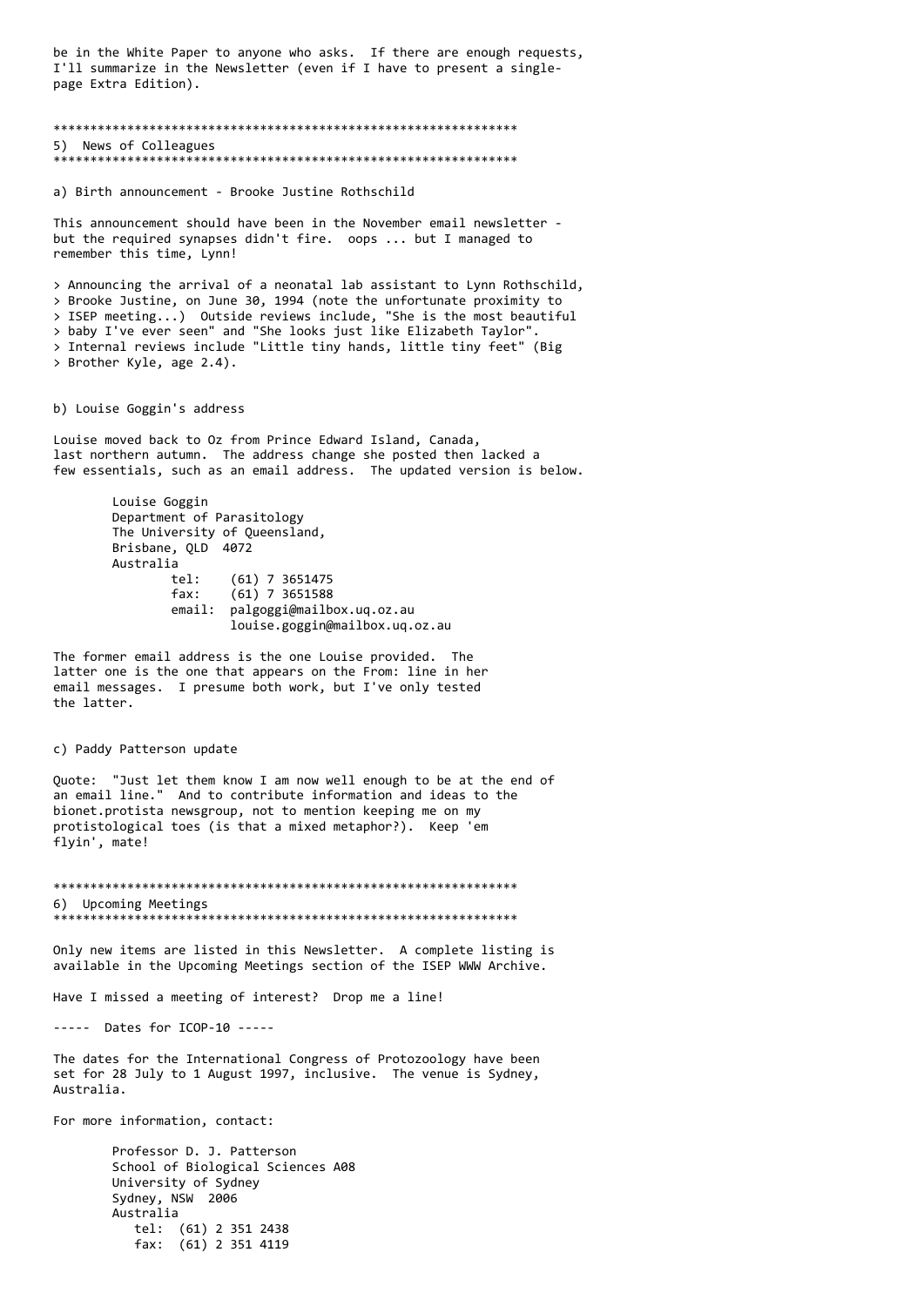be in the White Paper to anyone who asks. If there are enough requests, I'll summarize in the Newsletter (even if I have to present a single-page Extra Edition).

***************************************************************

## 5) News of Colleagues

***************************************************************

### a) Birth announcement - Brooke Justine Rothschild

This announcement should have been in the November email newsletter - but the required synapses didn't fire. oops ... but I managed to remember this time, Lynn!

> Announcing the arrival of a neonatal lab assistant to Lynn Rothschild, Brooke Justine, on June 30, 1994 (note the unfortunate proximity to ISEP meeting...) Outside reviews include, "She is the most beautiful baby I've ever seen" and "She looks just like Elizabeth Taylor". Internal reviews include "Little tiny hands, little tiny feet" (Big Brother Kyle, age 2.4).

### b) Louise Goggin's address

Louise moved back to Oz from Prince Edward Island, Canada, last northern autumn. The address change she posted then lacked a few essentials, such as an email address. The updated version is below.

```
Louise Goggin
Department of Parasitology
The University of Queensland,
Brisbane, QLD  4072
Australia
        tel:    (61) 7 3651475
        fax:    (61) 7 3651588
        email:  palgoggi@mailbox.uq.oz.au
                louise.goggin@mailbox.uq.oz.au
```

The former email address is the one Louise provided. The latter one is the one that appears on the From: line in her email messages. I presume both work, but I've only tested the latter.

### c) Paddy Patterson update

Quote: "Just let them know I am now well enough to be at the end of an email line." And to contribute information and ideas to the bionet.protista newsgroup, not to mention keeping me on my protistological toes (is that a mixed metaphor?). Keep 'em flyin', mate!

***************************************************************

## 6) Upcoming Meetings

***************************************************************

Only new items are listed in this Newsletter. A complete listing is available in the Upcoming Meetings section of the ISEP WWW Archive.

Have I missed a meeting of interest? Drop me a line!

### ----- Dates for ICOP-10 -----

The dates for the International Congress of Protozoology have been set for 28 July to 1 August 1997, inclusive. The venue is Sydney, Australia.

For more information, contact:

```
Professor D. J. Patterson
School of Biological Sciences A08
University of Sydney
Sydney, NSW  2006
Australia
   tel:  (61) 2 351 2438
   fax:  (61) 2 351 4119
```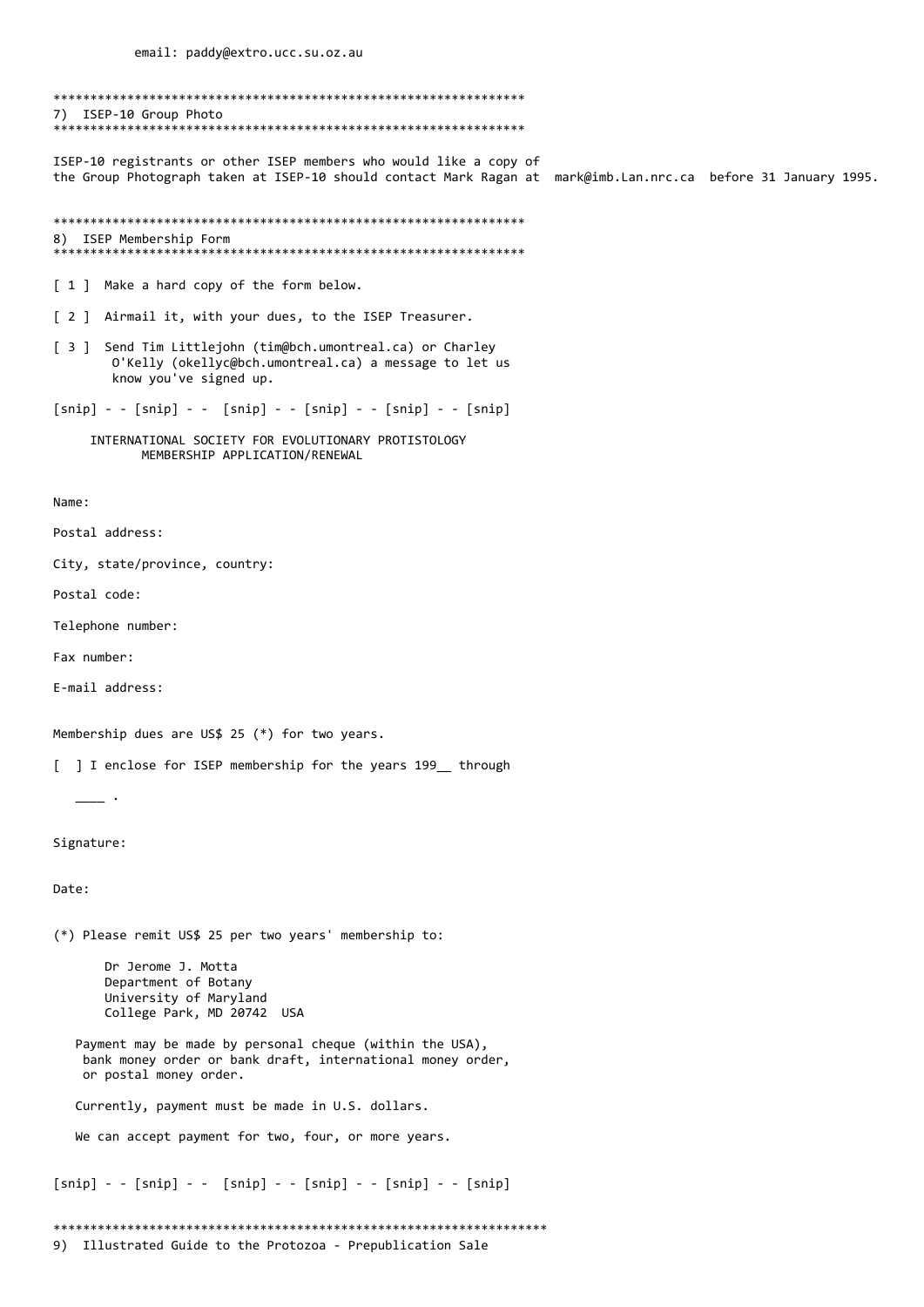email: paddy@extro.ucc.su.oz.au

****************************************************************

## 7) ISEP-10 Group Photo

****************************************************************

ISEP-10 registrants or other ISEP members who would like a copy of the Group Photograph taken at ISEP-10 should contact Mark Ragan at mark@imb.Lan.nrc.ca before 31 January 1995.

****************************************************************

## 8) ISEP Membership Form

****************************************************************

[ 1 ] Make a hard copy of the form below.

[ 2 ] Airmail it, with your dues, to the ISEP Treasurer.

[ 3 ] Send Tim Littlejohn (tim@bch.umontreal.ca) or Charley O'Kelly (okellyc@bch.umontreal.ca) a message to let us know you've signed up.

[snip] - - [snip] - - [snip] - - [snip] - - [snip] - - [snip]

INTERNATIONAL SOCIETY FOR EVOLUTIONARY PROTISTOLOGY
MEMBERSHIP APPLICATION/RENEWAL

Name:

Postal address:

City, state/province, country:

Postal code:

Telephone number:

Fax number:

E-mail address:

Membership dues are US$ 25 (*) for two years.

[ ] I enclose for ISEP membership for the years 199__ through

____ .

Signature:

Date:

(*) Please remit US$ 25 per two years' membership to:

Dr Jerome J. Motta
Department of Botany
University of Maryland
College Park, MD 20742 USA

Payment may be made by personal cheque (within the USA), bank money order or bank draft, international money order, or postal money order.

Currently, payment must be made in U.S. dollars.

We can accept payment for two, four, or more years.

[snip] - - [snip] - - [snip] - - [snip] - - [snip] - - [snip]

********************************************************************

## 9) Illustrated Guide to the Protozoa - Prepublication Sale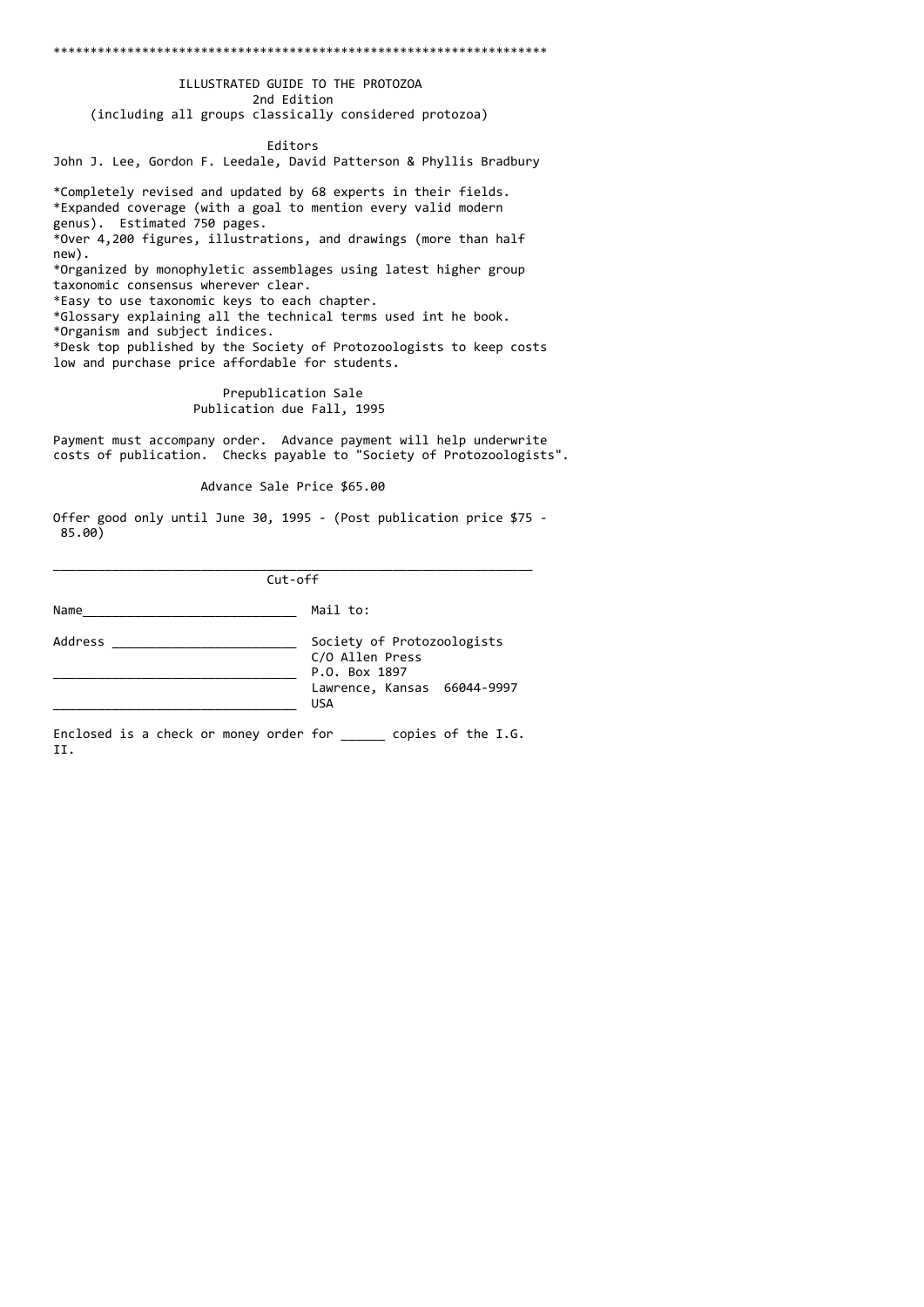*****************************************************************

# ILLUSTRATED GUIDE TO THE PROTOZOA

## 2nd Edition

(including all groups classically considered protozoa)

Editors

John J. Lee, Gordon F. Leedale, David Patterson & Phyllis Bradbury

*Completely revised and updated by 68 experts in their fields.
*Expanded coverage (with a goal to mention every valid modern genus). Estimated 750 pages.
*Over 4,200 figures, illustrations, and drawings (more than half new).
*Organized by monophyletic assemblages using latest higher group taxonomic consensus wherever clear.
*Easy to use taxonomic keys to each chapter.
*Glossary explaining all the technical terms used int he book.
*Organism and subject indices.
*Desk top published by the Society of Protozoologists to keep costs low and purchase price affordable for students.

Prepublication Sale
Publication due Fall, 1995

Payment must accompany order. Advance payment will help underwrite costs of publication. Checks payable to "Society of Protozoologists".

Advance Sale Price $65.00

Offer good only until June 30, 1995 - (Post publication price $75 - 85.00)

_________________________________________________________________

Cut-off

Name____________________________

Address ________________________

________________________________

________________________________

Mail to:

Society of Protozoologists
C/O Allen Press
P.O. Box 1897
Lawrence, Kansas 66044-9997
USA

Enclosed is a check or money order for ______ copies of the I.G. II.